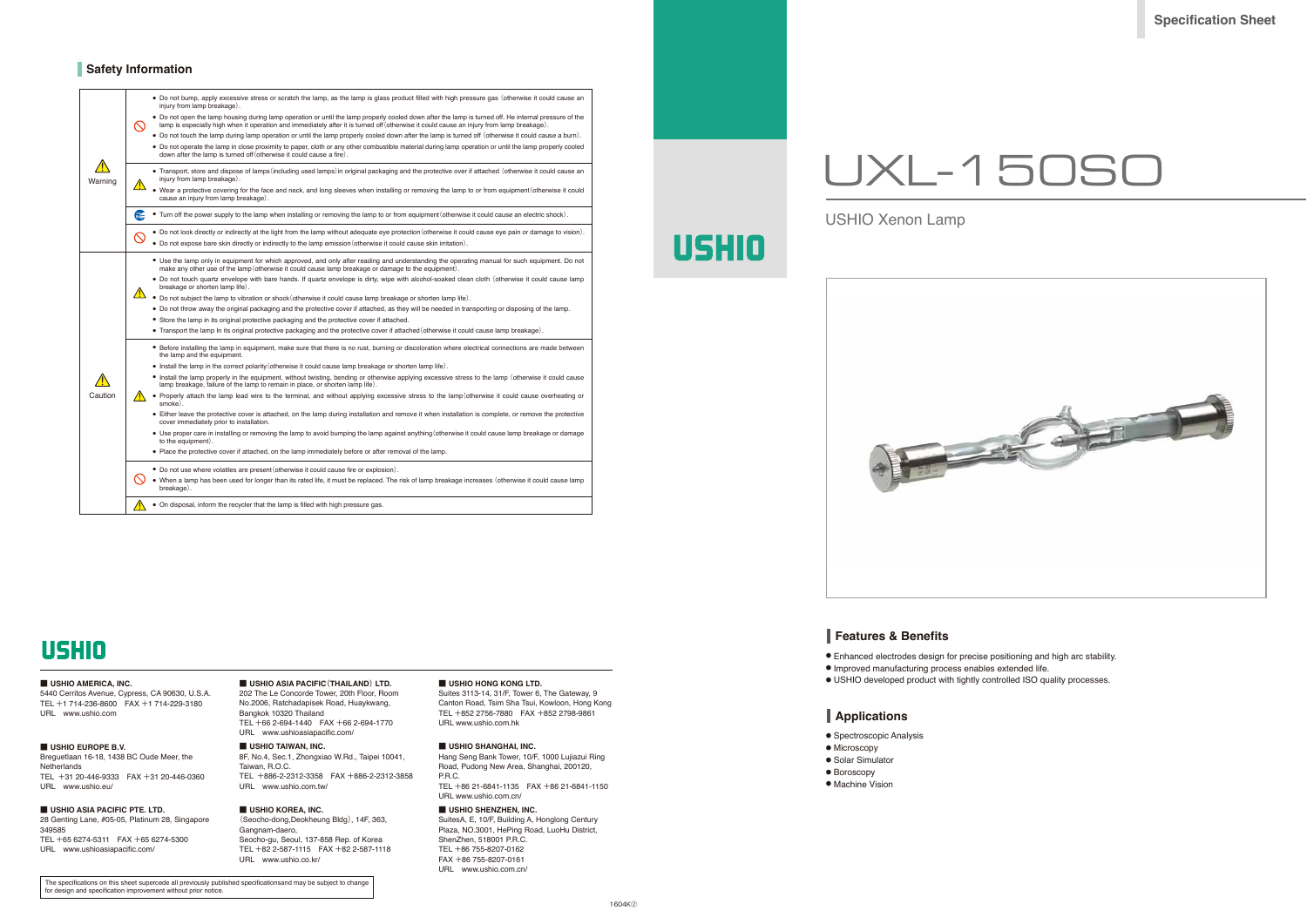Specification Sheet

# UXL-150SO

USHIO Xenon Lamp

## Features & Benefits

- Enhanced electrodes design for precise positioning and high arc stability.
- Improved manufacturing process enables extended life.
- USHIO developed product with tightly controlled ISO quality processes.

## Applications

- Spectroscopic Analysis
- Microscopy
- Solar Simulator
- Boroscopy
- Machine Vision

## Safety Information

| | | |
|---|---|---|
| Warning | ⊘ | • Do not bump, apply excessive stress or scratch the lamp, as the lamp is glass product filled with high pressure gas (otherwise it could cause an injury from lamp breakage). • Do not open the lamp housing during lamp operation or until the lamp properly cooled down after the lamp is turned off. He internal pressure of the lamp is especially high when it operation and immediately after it is turned off (otherwise it could cause an injury from lamp breakage). • Do not touch the lamp during lamp operation or until the lamp properly cooled down after the lamp is turned off (otherwise it could cause a burn). • Do not operate the lamp in close proximity to paper, cloth or any other combustible material during lamp operation or until the lamp properly cooled down after the lamp is turned off (otherwise it could cause a fire). |
| | ⚠ | • Transport, store and dispose of lamps (including used lamps) in original packaging and the protective over if attached (otherwise it could cause an injury from lamp breakage). • Wear a protective covering for the face and neck, and long sleeves when installing or removing the lamp to or from equipment (otherwise it could cause an injury from lamp breakage). |
| | | • Turn off the power supply to the lamp when installing or removing the lamp to or from equipment (otherwise it could cause an electric shock). |
| | ⊘ | • Do not look directly or indirectly at the light from the lamp without adequate eye protection (otherwise it could cause eye pain or damage to vision). • Do not expose bare skin directly or indirectly to the lamp emission (otherwise it could cause skin irritation). |
| Caution | ⚠ | • Use the lamp only in equipment for which approved, and only after reading and understanding the operating manual for such equipment. Do not make any other use of the lamp (otherwise it could cause lamp breakage or damage to the equipment). • Do not touch quartz envelope with bare hands. If quartz envelope is dirty, wipe with alcohol-soaked clean cloth (otherwise it could cause lamp breakage or shorten lamp life). • Do not subject the lamp to vibration or shock (otherwise it could cause lamp breakage or shorten lamp life). • Do not throw away the original packaging and the protective cover if attached, as they will be needed in transporting or disposing of the lamp. • Store the lamp in its original protective packaging and the protective cover if attached. • Transport the lamp In its original protective packaging and the protective cover if attached (otherwise it could cause lamp breakage). |
| | ⚠ | • Before installing the lamp in equipment, make sure that there is no rust, burning or discoloration where electrical connections are made between the lamp and the equipment. • Install the lamp in the correct polarity (otherwise it could cause lamp breakage or shorten lamp life). • Install the lamp properly in the equipment, without twisting, bending or otherwise applying excessive stress to the lamp (otherwise it could cause lamp breakage, failure of the lamp to remain in place, or shorten lamp life). • Properly attach the lamp lead wire to the terminal, and without applying excessive stress to the lamp (otherwise it could cause overheating or smoke). • Either leave the protective cover is attached, on the lamp during installation and remove it when installation is complete, or remove the protective cover immediately prior to installation. • Use proper care in installing or removing the lamp to avoid bumping the lamp against anything (otherwise it could cause lamp breakage or damage to the equipment). • Place the protective cover if attached, on the lamp immediately before or after removal of the lamp. |
| | ⊘ | • Do not use where volatiles are present (otherwise it could cause fire or explosion). • When a lamp has been used for longer than its rated life, it must be replaced. The risk of lamp breakage increases (otherwise it could cause lamp breakage). |
| | ⚠ | • On disposal, inform the recycler that the lamp is filled with high pressure gas. |

USHIO

**■ USHIO AMERICA, INC.**
5440 Cerritos Avenue, Cypress, CA 90630, U.S.A.
TEL +1 714-236-8600 FAX +1 714-229-3180
URL www.ushio.com

**■ USHIO EUROPE B.V.**
Breguetlaan 16-18, 1438 BC Oude Meer, the Netherlands
TEL +31 20-446-9333 FAX +31 20-446-0360
URL www.ushio.eu/

**■ USHIO ASIA PACIFIC PTE. LTD.**
28 Genting Lane, #05-05, Platinum 28, Singapore 349585
TEL +65 6274-5311 FAX +65 6274-5300
URL www.ushioasiapacific.com/

**■ USHIO ASIA PACIFIC (THAILAND) LTD.**
202 The Le Concorde Tower, 20th Floor, Room No.2006, Ratchadapisek Road, Huaykwang, Bangkok 10320 Thailand
TEL +66 2-694-1440 FAX +66 2-694-1770
URL www.ushioasiapacific.com/

**■ USHIO TAIWAN, INC.**
8F, No.4, Sec.1, Zhongxiao W.Rd., Taipei 10041, Taiwan, R.O.C.
TEL +886-2-2312-3358 FAX +886-2-2312-3858
URL www.ushio.com.tw/

**■ USHIO KOREA, INC.**
(Seocho-dong,Deokheung Bldg), 14F, 363, Gangnam-daero, Seocho-gu, Seoul, 137-858 Rep. of Korea
TEL +82 2-587-1115 FAX +82 2-587-1118
URL www.ushio.co.kr/

**■ USHIO HONG KONG LTD.**
Suites 3113-14, 31/F, Tower 6, The Gateway, 9 Canton Road, Tsim Sha Tsui, Kowloon, Hong Kong
TEL +852 2756-7880 FAX +852 2798-9861
URL www.ushio.com.hk

**■ USHIO SHANGHAI, INC.**
Hang Seng Bank Tower, 10/F, 1000 Lujiazui Ring Road, Pudong New Area, Shanghai, 200120, P.R.C.
TEL +86 21-6841-1135 FAX +86 21-6841-1150
URL www.ushio.com.cn/

**■ USHIO SHENZHEN, INC.**
SuitesA, E, 10/F, Building A, Honglong Century Plaza, NO.3001, HePing Road, LuoHu District, ShenZhen, 518001 P.R.C.
TEL +86 755-8207-0162
FAX +86 755-8207-0161
URL www.ushio.com.cn/

The specifications on this sheet supercede all previously published specificationsand may be subject to change for design and specification improvement without prior notice.

1604K②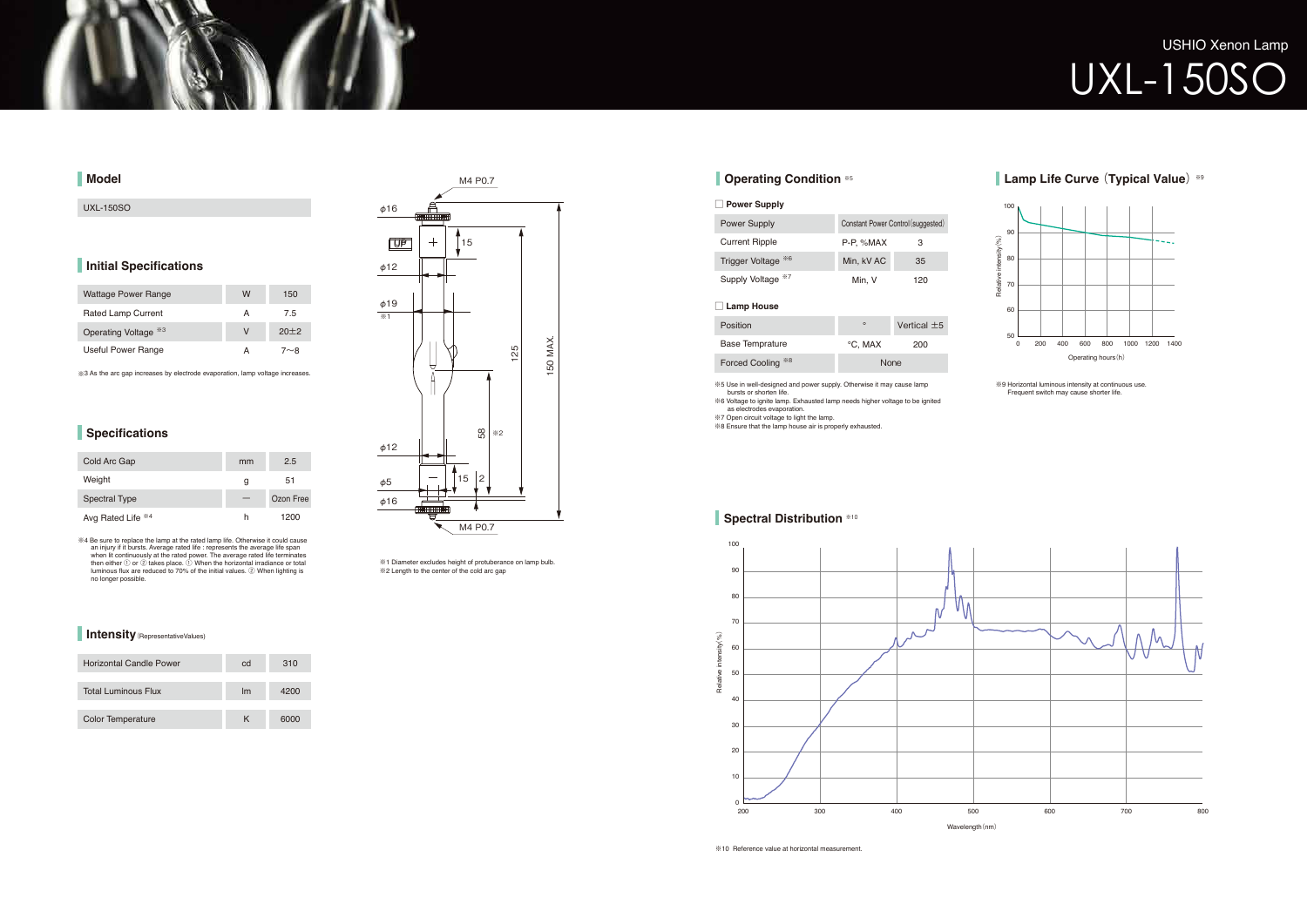USHIO Xenon Lamp

# UXL-150SO

## Model

| |
|---|
| UXL-150SO |

## Initial Specifications

| | | |
|---|---|---|
| Wattage Power Range | W | 150 |
| Rated Lamp Current | A | 7.5 |
| Operating Voltage ※3 | V | 20±2 |
| Useful Power Range | A | 7〜8 |

※3 As the arc gap increases by electrode evaporation, lamp voltage increases.

## Specifications

| | | |
|---|---|---|
| Cold Arc Gap | mm | 2.5 |
| Weight | g | 51 |
| Spectral Type | — | Ozon Free |
| Avg Rated Life ※4 | h | 1200 |

※4 Be sure to replace the lamp at the rated lamp life. Otherwise it could cause an injury if it bursts. Average rated life : represents the average life span when lit continuously at the rated power. The average rated life terminates then either ① or ② takes place. ① When the horizontal irradiance or total luminous flux are reduced to 70% of the initial values. ② When lighting is no longer possible.

## Intensity (RepresentativeValues)

| | | |
|---|---|---|
| Horizontal Candle Power | cd | 310 |
| Total Luminous Flux | lm | 4200 |
| Color Temperature | K | 6000 |

M4 P0.7
ϕ16
UP
15
ϕ12
ϕ19
※1
125
150 MAX.
58
※2
ϕ12
ϕ5
15
2
ϕ16
M4 P0.7

※1 Diameter excludes height of protuberance on lamp bulb.
※2 Length to the center of the cold arc gap

## Operating Condition ※5

**Power Supply**

| | | |
|---|---|---|
| Power Supply | Constant Power Control (suggested) | |
| Current Ripple | P-P, %MAX | 3 |
| Trigger Voltage ※6 | Min, kV AC | 35 |
| Supply Voltage ※7 | Min, V | 120 |

**Lamp House**

| | | |
|---|---|---|
| Position | ° | Vertical ±5 |
| Base Temprature | °C, MAX | 200 |
| Forced Cooling ※8 | None | |

※5 Use in well-designed and power supply. Otherwise it may cause lamp bursts or shorten life.
※6 Voltage to ignite lamp. Exhausted lamp needs higher voltage to be ignited as electrodes evaporation.
※7 Open circuit voltage to light the lamp.
※8 Ensure that the lamp house air is properly exhausted.

## Lamp Life Curve (Typical Value) ※9

Relative intensity (%)
100
90
80
70
60
50
0 200 400 600 800 1000 1200 1400
Operating hours (h)

※9 Horizontal luminous intensity at continuous use. Frequent switch may cause shorter life.

## Spectral Distribution ※10

Relative intensity (%)
100
90
80
70
60
50
40
30
20
10
0
200 300 400 500 600 700 800
Wavelength (nm)

※10 Reference value at horizontal measurement.